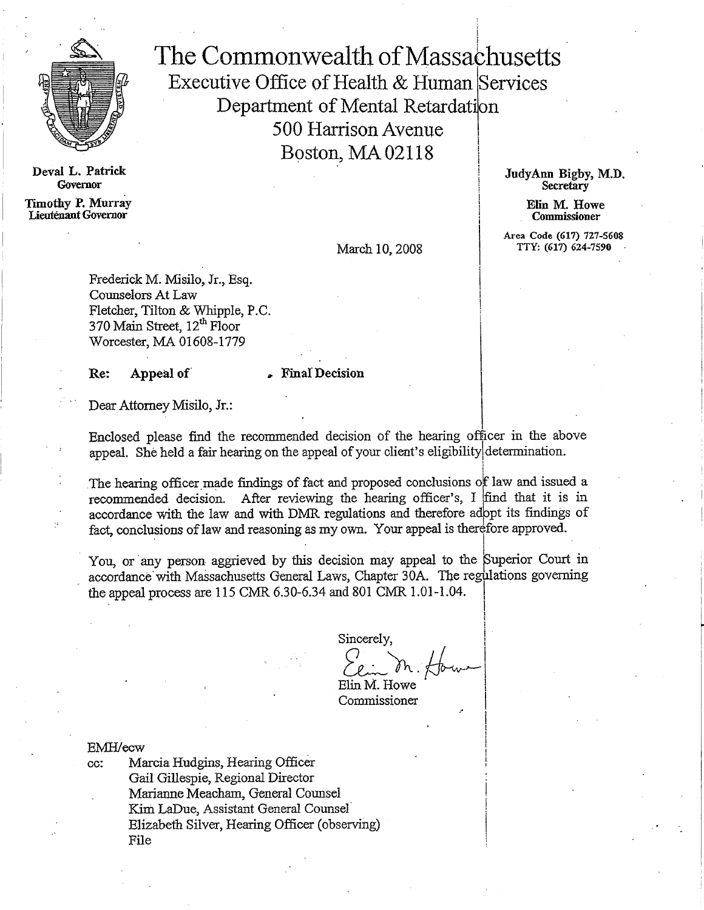# The Commonwealth of Massachusetts

Executive Office of Health & Human Services
Department of Mental Retardation
500 Harrison Avenue
Boston, MA 02118

**Deval L. Patrick**
**Governor**

**Timothy P. Murray**
**Lieutenant Governor**

**JudyAnn Bigby, M.D.**
**Secretary**

**Elin M. Howe**
**Commissioner**

**Area Code (617) 727-5608**
**TTY: (617) 624-7590**

March 10, 2008

Frederick M. Misilo, Jr., Esq.
Counselors At Law
Fletcher, Tilton & Whipple, P.C.
370 Main Street, 12th Floor
Worcester, MA 01608-1779

**Re: Appeal of , Final Decision**

Dear Attorney Misilo, Jr.:

Enclosed please find the recommended decision of the hearing officer in the above appeal. She held a fair hearing on the appeal of your client's eligibility determination.

The hearing officer made findings of fact and proposed conclusions of law and issued a recommended decision. After reviewing the hearing officer's, I find that it is in accordance with the law and with DMR regulations and therefore adopt its findings of fact, conclusions of law and reasoning as my own. Your appeal is therefore approved.

You, or any person aggrieved by this decision may appeal to the Superior Court in accordance with Massachusetts General Laws, Chapter 30A. The regulations governing the appeal process are 115 CMR 6.30-6.34 and 801 CMR 1.01-1.04.

Sincerely,

Elin M. Howe
Commissioner

EMH/ecw

cc: Marcia Hudgins, Hearing Officer
Gail Gillespie, Regional Director
Marianne Meacham, General Counsel
Kim LaDue, Assistant General Counsel
Elizabeth Silver, Hearing Officer (observing)
File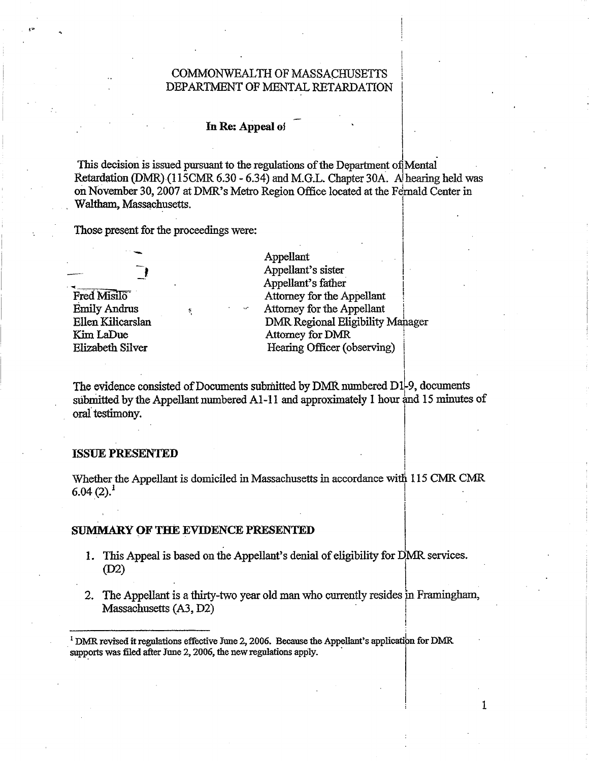COMMONWEALTH OF MASSACHUSETTS
DEPARTMENT OF MENTAL RETARDATION

**In Re: Appeal of**

This decision is issued pursuant to the regulations of the Department of Mental Retardation (DMR) (115CMR 6.30 - 6.34) and M.G.L. Chapter 30A. A hearing held was on November 30, 2007 at DMR's Metro Region Office located at the Fernald Center in Waltham, Massachusetts.

Those present for the proceedings were:

| | |
|---|---|
| | Appellant |
| | Appellant's sister |
| | Appellant's father |
| Fred Misilo | Attorney for the Appellant |
| Emily Andrus | Attorney for the Appellant |
| Ellen Kilicarslan | DMR Regional Eligibility Manager |
| Kim LaDue | Attorney for DMR |
| Elizabeth Silver | Hearing Officer (observing) |

The evidence consisted of Documents submitted by DMR numbered D1-9, documents submitted by the Appellant numbered A1-11 and approximately 1 hour and 15 minutes of oral testimony.

## ISSUE PRESENTED

Whether the Appellant is domiciled in Massachusetts in accordance with 115 CMR CMR 6.04 (2).[1]

## SUMMARY OF THE EVIDENCE PRESENTED

1. This Appeal is based on the Appellant's denial of eligibility for DMR services. (D2)
2. The Appellant is a thirty-two year old man who currently resides in Framingham, Massachusetts (A3, D2)

[1] DMR revised it regulations effective June 2, 2006. Because the Appellant's application for DMR supports was filed after June 2, 2006, the new regulations apply.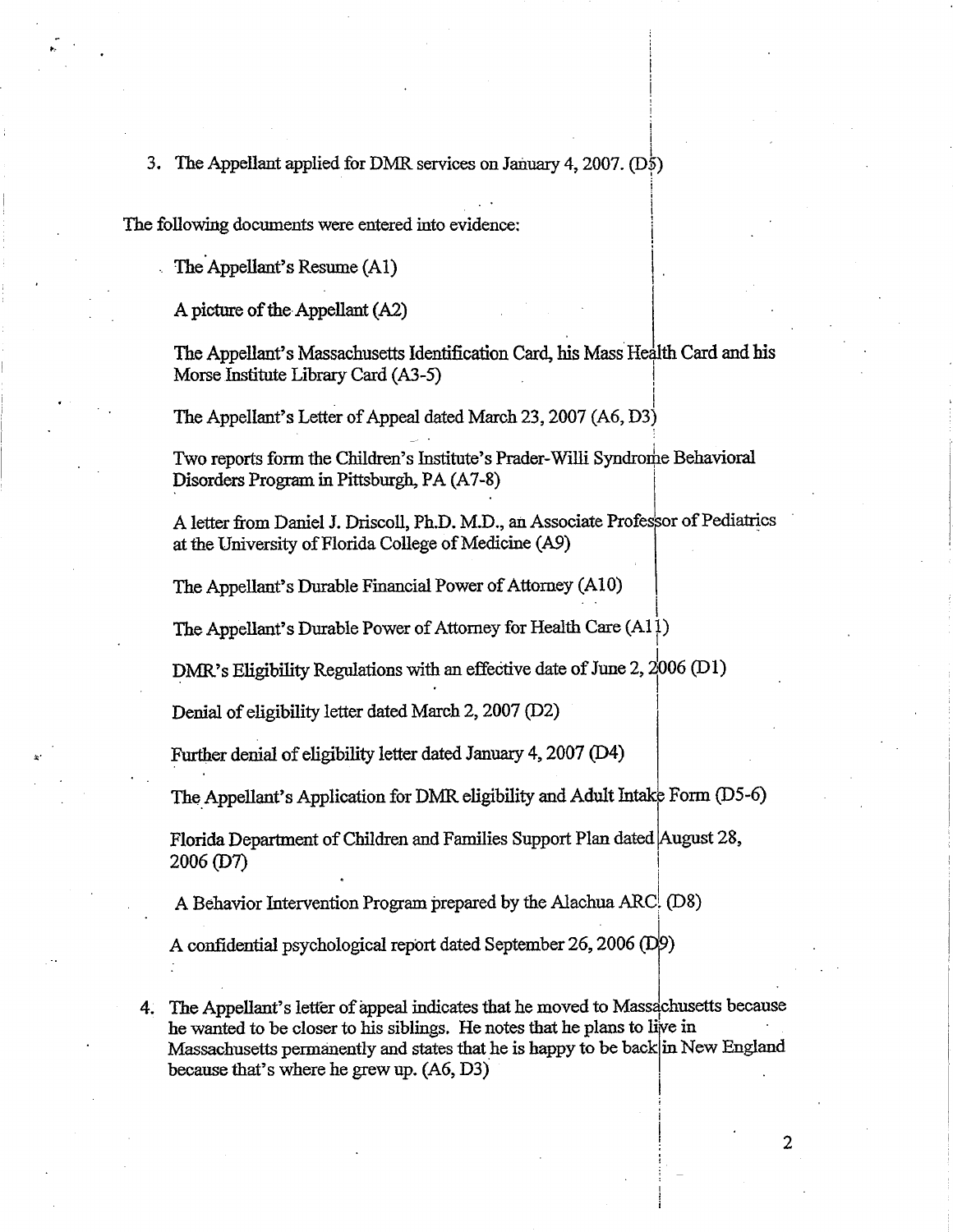3. The Appellant applied for DMR services on January 4, 2007. (D5)

The following documents were entered into evidence:

The Appellant's Resume (A1)

A picture of the Appellant (A2)

The Appellant's Massachusetts Identification Card, his Mass Health Card and his Morse Institute Library Card (A3-5)

The Appellant's Letter of Appeal dated March 23, 2007 (A6, D3)

Two reports form the Children's Institute's Prader-Willi Syndrome Behavioral Disorders Program in Pittsburgh, PA (A7-8)

A letter from Daniel J. Driscoll, Ph.D. M.D., an Associate Professor of Pediatrics at the University of Florida College of Medicine (A9)

The Appellant's Durable Financial Power of Attorney (A10)

The Appellant's Durable Power of Attorney for Health Care (A11)

DMR's Eligibility Regulations with an effective date of June 2, 2006 (D1)

Denial of eligibility letter dated March 2, 2007 (D2)

Further denial of eligibility letter dated January 4, 2007 (D4)

The Appellant's Application for DMR eligibility and Adult Intake Form (D5-6)

Florida Department of Children and Families Support Plan dated August 28, 2006 (D7)

A Behavior Intervention Program prepared by the Alachua ARC. (D8)

A confidential psychological report dated September 26, 2006 (D9)

4. The Appellant's letter of appeal indicates that he moved to Massachusetts because he wanted to be closer to his siblings. He notes that he plans to live in Massachusetts permanently and states that he is happy to be back in New England because that's where he grew up. (A6, D3)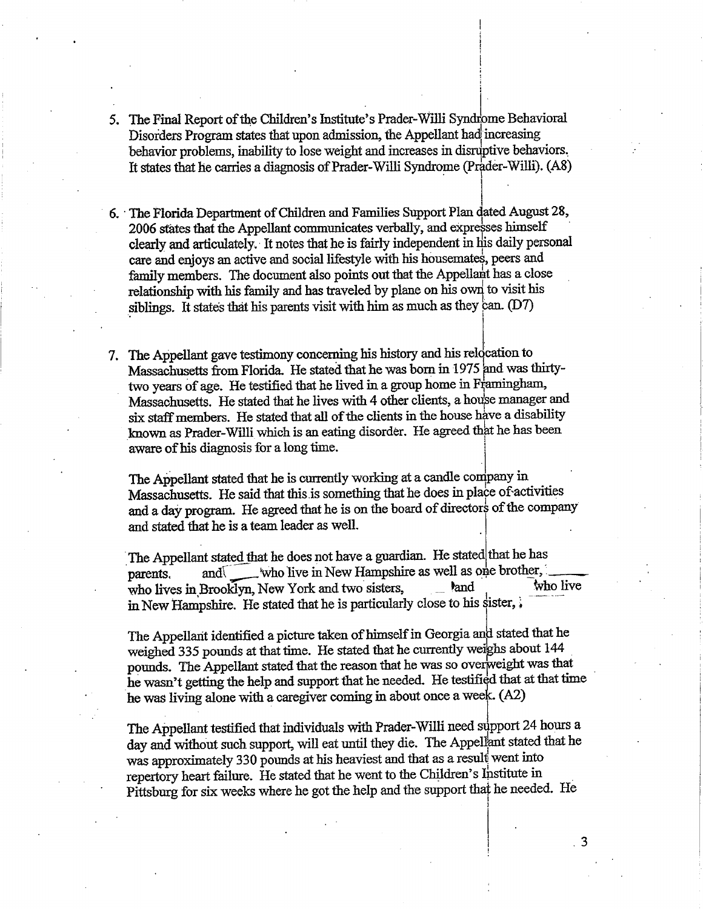5. The Final Report of the Children's Institute's Prader-Willi Syndrome Behavioral Disorders Program states that upon admission, the Appellant had increasing behavior problems, inability to lose weight and increases in disruptive behaviors. It states that he carries a diagnosis of Prader-Willi Syndrome (Prader-Willi). (A8)

6. The Florida Department of Children and Families Support Plan dated August 28, 2006 states that the Appellant communicates verbally, and expresses himself clearly and articulately. It notes that he is fairly independent in his daily personal care and enjoys an active and social lifestyle with his housemates, peers and family members. The document also points out that the Appellant has a close relationship with his family and has traveled by plane on his own to visit his siblings. It states that his parents visit with him as much as they can. (D7)

7. The Appellant gave testimony concerning his history and his relocation to Massachusetts from Florida. He stated that he was born in 1975 and was thirty-two years of age. He testified that he lived in a group home in Framingham, Massachusetts. He stated that he lives with 4 other clients, a house manager and six staff members. He stated that all of the clients in the house have a disability known as Prader-Willi which is an eating disorder. He agreed that he has been aware of his diagnosis for a long time.

   The Appellant stated that he is currently working at a candle company in Massachusetts. He said that this is something that he does in place of activities and a day program. He agreed that he is on the board of directors of the company and stated that he is a team leader as well.

   The Appellant stated that he does not have a guardian. He stated that he has parents, ______ and ______ who live in New Hampshire as well as one brother, ______ who lives in Brooklyn, New York and two sisters, ______ and ______ who live in New Hampshire. He stated that he is particularly close to his sister, ______

   The Appellant identified a picture taken of himself in Georgia and stated that he weighed 335 pounds at that time. He stated that he currently weighs about 144 pounds. The Appellant stated that the reason that he was so overweight was that he wasn't getting the help and support that he needed. He testified that at that time he was living alone with a caregiver coming in about once a week. (A2)

   The Appellant testified that individuals with Prader-Willi need support 24 hours a day and without such support, will eat until they die. The Appellant stated that he was approximately 330 pounds at his heaviest and that as a result went into repertory heart failure. He stated that he went to the Children's Institute in Pittsburg for six weeks where he got the help and the support that he needed. He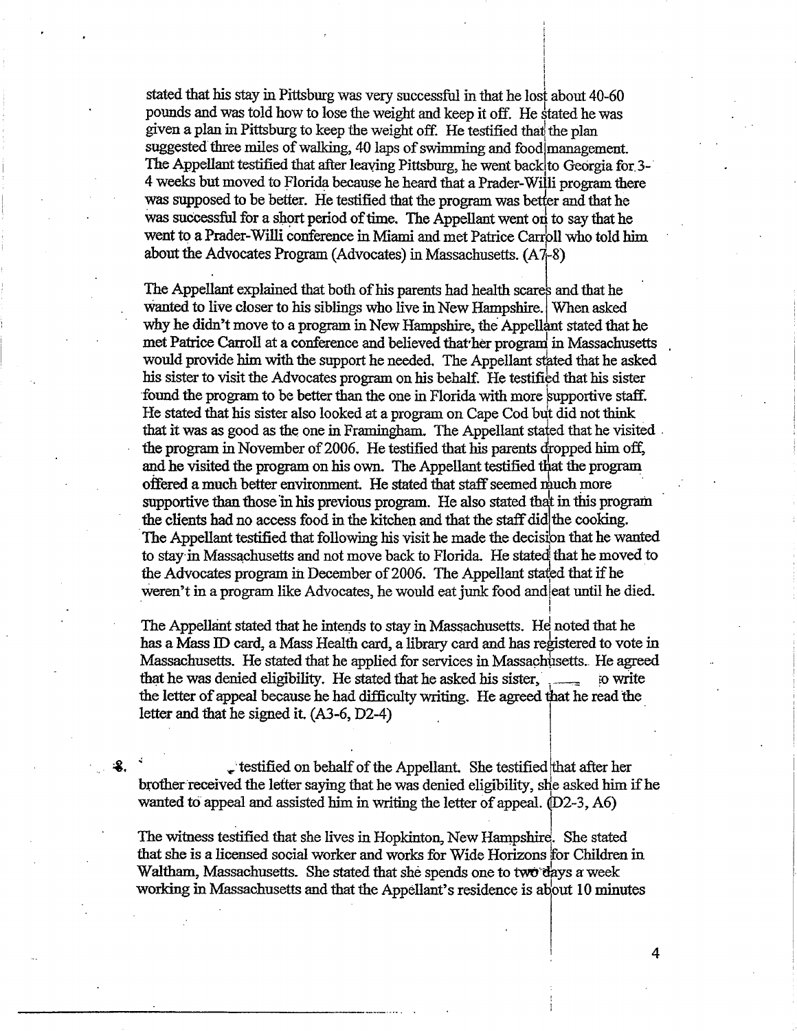stated that his stay in Pittsburg was very successful in that he lost about 40-60 pounds and was told how to lose the weight and keep it off. He stated he was given a plan in Pittsburg to keep the weight off. He testified that the plan suggested three miles of walking, 40 laps of swimming and food management. The Appellant testified that after leaving Pittsburg, he went back to Georgia for 3-4 weeks but moved to Florida because he heard that a Prader-Willi program there was supposed to be better. He testified that the program was better and that he was successful for a short period of time. The Appellant went on to say that he went to a Prader-Willi conference in Miami and met Patrice Carroll who told him about the Advocates Program (Advocates) in Massachusetts. (A7-8)

The Appellant explained that both of his parents had health scares and that he wanted to live closer to his siblings who live in New Hampshire. When asked why he didn't move to a program in New Hampshire, the Appellant stated that he met Patrice Carroll at a conference and believed that her program in Massachusetts would provide him with the support he needed. The Appellant stated that he asked his sister to visit the Advocates program on his behalf. He testified that his sister found the program to be better than the one in Florida with more supportive staff. He stated that his sister also looked at a program on Cape Cod but did not think that it was as good as the one in Framingham. The Appellant stated that he visited the program in November of 2006. He testified that his parents dropped him off, and he visited the program on his own. The Appellant testified that the program offered a much better environment. He stated that staff seemed much more supportive than those in his previous program. He also stated that in this program the clients had no access food in the kitchen and that the staff did the cooking. The Appellant testified that following his visit he made the decision that he wanted to stay in Massachusetts and not move back to Florida. He stated that he moved to the Advocates program in December of 2006. The Appellant stated that if he weren't in a program like Advocates, he would eat junk food and eat until he died.

The Appellant stated that he intends to stay in Massachusetts. He noted that he has a Mass ID card, a Mass Health card, a library card and has registered to vote in Massachusetts. He stated that he applied for services in Massachusetts. He agreed that he was denied eligibility. He stated that he asked his sister, to write the letter of appeal because he had difficulty writing. He agreed that he read the letter and that he signed it. (A3-6, D2-4)

8. testified on behalf of the Appellant. She testified that after her brother received the letter saying that he was denied eligibility, she asked him if he wanted to appeal and assisted him in writing the letter of appeal. (D2-3, A6)

The witness testified that she lives in Hopkinton, New Hampshire. She stated that she is a licensed social worker and works for Wide Horizons for Children in Waltham, Massachusetts. She stated that she spends one to two days a week working in Massachusetts and that the Appellant's residence is about 10 minutes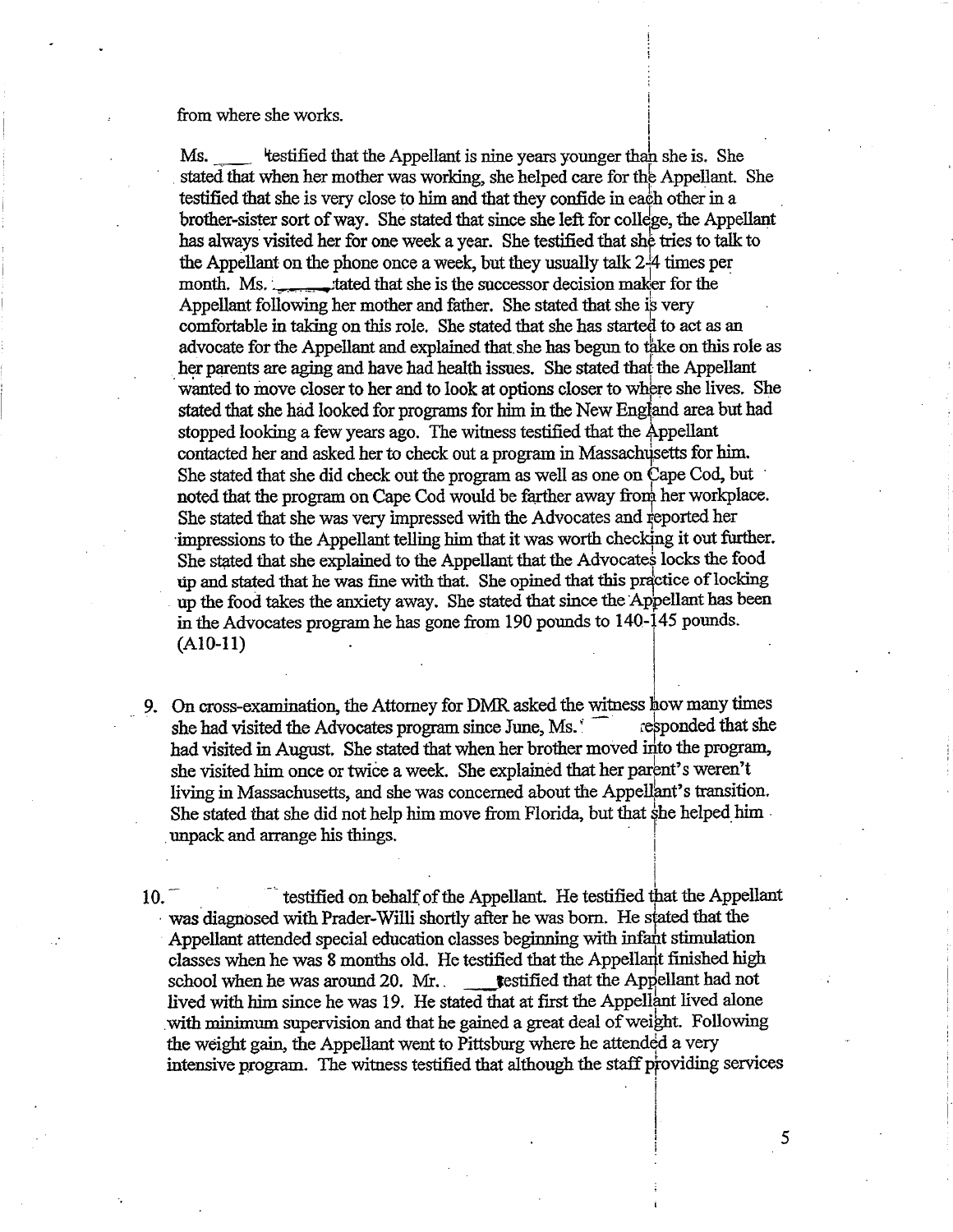from where she works.

Ms. \_\_\_\_ testified that the Appellant is nine years younger than she is. She stated that when her mother was working, she helped care for the Appellant. She testified that she is very close to him and that they confide in each other in a brother-sister sort of way. She stated that since she left for college, the Appellant has always visited her for one week a year. She testified that she tries to talk to the Appellant on the phone once a week, but they usually talk 2-4 times per month. Ms. \_\_\_\_ stated that she is the successor decision maker for the Appellant following her mother and father. She stated that she is very comfortable in taking on this role. She stated that she has started to act as an advocate for the Appellant and explained that she has begun to take on this role as her parents are aging and have had health issues. She stated that the Appellant wanted to move closer to her and to look at options closer to where she lives. She stated that she had looked for programs for him in the New England area but had stopped looking a few years ago. The witness testified that the Appellant contacted her and asked her to check out a program in Massachusetts for him. She stated that she did check out the program as well as one on Cape Cod, but noted that the program on Cape Cod would be farther away from her workplace. She stated that she was very impressed with the Advocates and reported her impressions to the Appellant telling him that it was worth checking it out further. She stated that she explained to the Appellant that the Advocates locks the food up and stated that he was fine with that. She opined that this practice of locking up the food takes the anxiety away. She stated that since the Appellant has been in the Advocates program he has gone from 190 pounds to 140-145 pounds. (A10-11)

9. On cross-examination, the Attorney for DMR asked the witness how many times she had visited the Advocates program since June, Ms. \_\_\_\_ responded that she had visited in August. She stated that when her brother moved into the program, she visited him once or twice a week. She explained that her parent's weren't living in Massachusetts, and she was concerned about the Appellant's transition. She stated that she did not help him move from Florida, but that she helped him unpack and arrange his things.

10. \_\_\_\_ testified on behalf of the Appellant. He testified that the Appellant was diagnosed with Prader-Willi shortly after he was born. He stated that the Appellant attended special education classes beginning with infant stimulation classes when he was 8 months old. He testified that the Appellant finished high school when he was around 20. Mr. \_\_\_\_ testified that the Appellant had not lived with him since he was 19. He stated that at first the Appellant lived alone with minimum supervision and that he gained a great deal of weight. Following the weight gain, the Appellant went to Pittsburg where he attended a very intensive program. The witness testified that although the staff providing services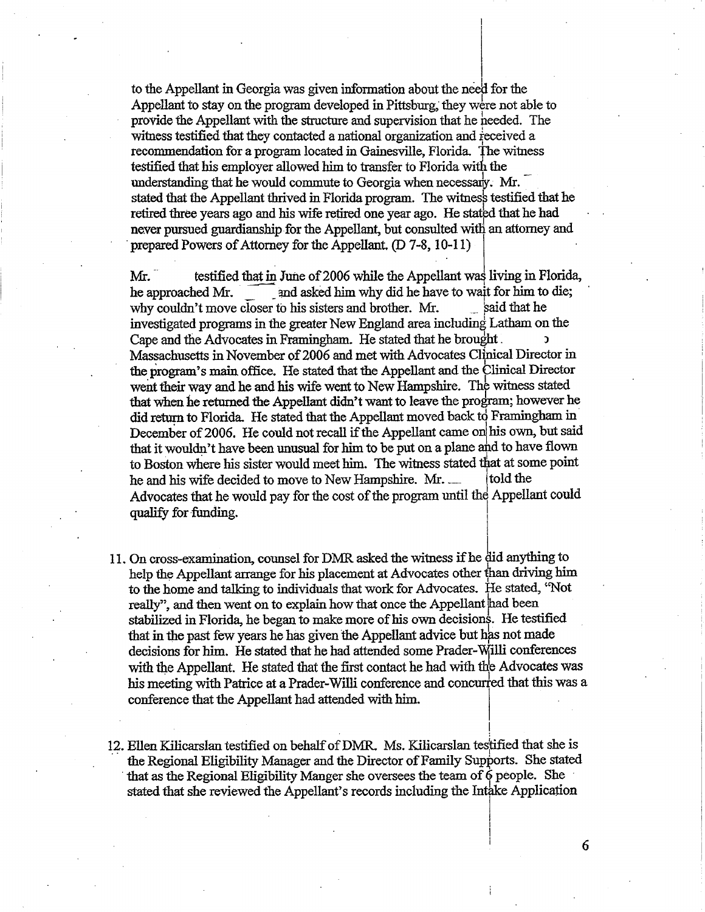to the Appellant in Georgia was given information about the need for the Appellant to stay on the program developed in Pittsburg, they were not able to provide the Appellant with the structure and supervision that he needed. The witness testified that they contacted a national organization and received a recommendation for a program located in Gainesville, Florida. The witness testified that his employer allowed him to transfer to Florida with the understanding that he would commute to Georgia when necessary. Mr. stated that the Appellant thrived in Florida program. The witness testified that he retired three years ago and his wife retired one year ago. He stated that he had never pursued guardianship for the Appellant, but consulted with an attorney and prepared Powers of Attorney for the Appellant. (D 7-8, 10-11)

Mr. testified that in June of 2006 while the Appellant was living in Florida, he approached Mr. and asked him why did he have to wait for him to die; why couldn't move closer to his sisters and brother. Mr. said that he investigated programs in the greater New England area including Latham on the Cape and the Advocates in Framingham. He stated that he brought Massachusetts in November of 2006 and met with Advocates Clinical Director in the program's main office. He stated that the Appellant and the Clinical Director went their way and he and his wife went to New Hampshire. The witness stated that when he returned the Appellant didn't want to leave the program; however he did return to Florida. He stated that the Appellant moved back to Framingham in December of 2006. He could not recall if the Appellant came on his own, but said that it wouldn't have been unusual for him to be put on a plane and to have flown to Boston where his sister would meet him. The witness stated that at some point he and his wife decided to move to New Hampshire. Mr. told the Advocates that he would pay for the cost of the program until the Appellant could qualify for funding.

11. On cross-examination, counsel for DMR asked the witness if he did anything to help the Appellant arrange for his placement at Advocates other than driving him to the home and talking to individuals that work for Advocates. He stated, "Not really", and then went on to explain how that once the Appellant had been stabilized in Florida, he began to make more of his own decisions. He testified that in the past few years he has given the Appellant advice but has not made decisions for him. He stated that he had attended some Prader-Willi conferences with the Appellant. He stated that the first contact he had with the Advocates was his meeting with Patrice at a Prader-Willi conference and concurred that this was a conference that the Appellant had attended with him.

12. Ellen Kilicarslan testified on behalf of DMR. Ms. Kilicarslan testified that she is the Regional Eligibility Manager and the Director of Family Supports. She stated that as the Regional Eligibility Manger she oversees the team of 6 people. She stated that she reviewed the Appellant's records including the Intake Application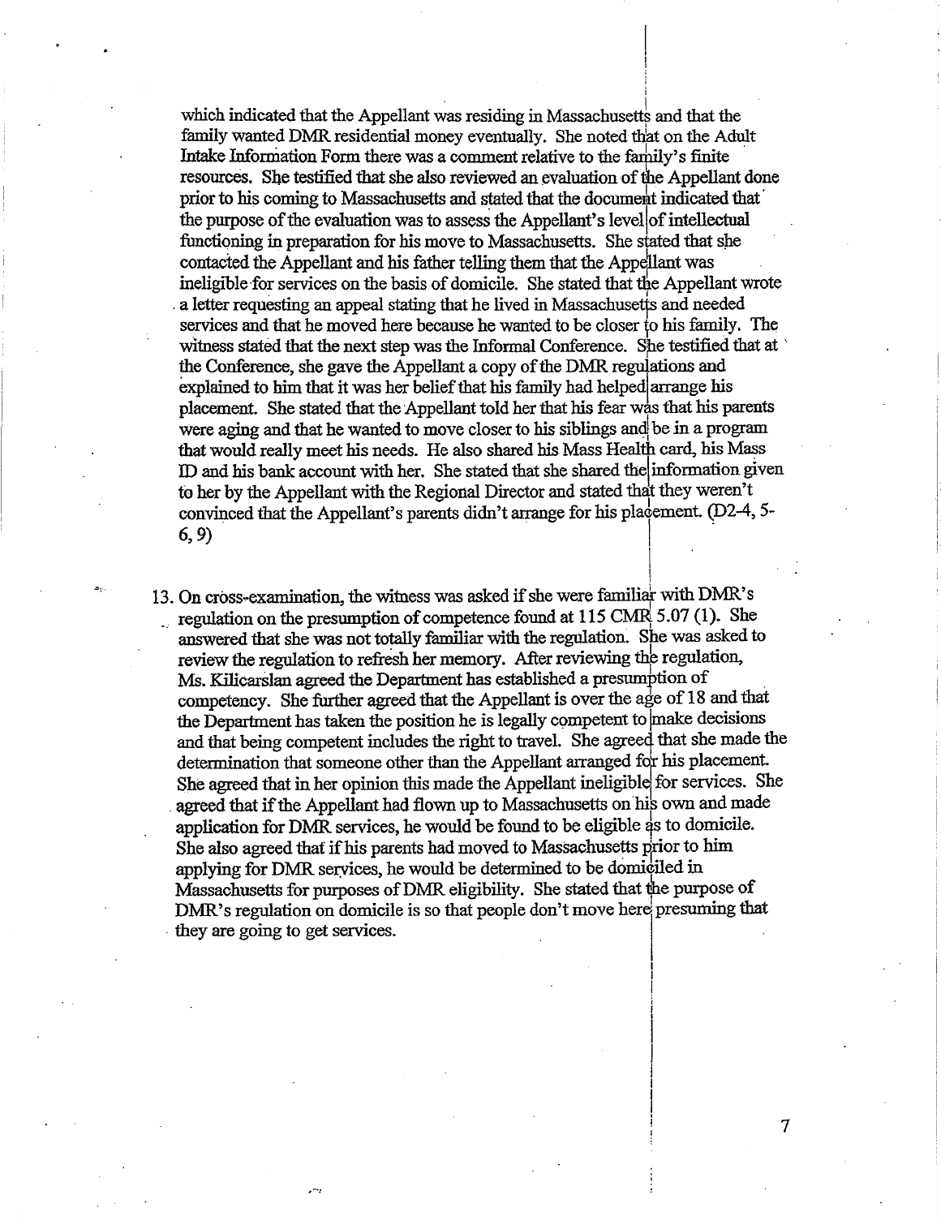which indicated that the Appellant was residing in Massachusetts and that the family wanted DMR residential money eventually. She noted that on the Adult Intake Information Form there was a comment relative to the family's finite resources. She testified that she also reviewed an evaluation of the Appellant done prior to his coming to Massachusetts and stated that the document indicated that the purpose of the evaluation was to assess the Appellant's level of intellectual functioning in preparation for his move to Massachusetts. She stated that she contacted the Appellant and his father telling them that the Appellant was ineligible for services on the basis of domicile. She stated that the Appellant wrote a letter requesting an appeal stating that he lived in Massachusetts and needed services and that he moved here because he wanted to be closer to his family. The witness stated that the next step was the Informal Conference. She testified that at the Conference, she gave the Appellant a copy of the DMR regulations and explained to him that it was her belief that his family had helped arrange his placement. She stated that the Appellant told her that his fear was that his parents were aging and that he wanted to move closer to his siblings and be in a program that would really meet his needs. He also shared his Mass Health card, his Mass ID and his bank account with her. She stated that she shared the information given to her by the Appellant with the Regional Director and stated that they weren't convinced that the Appellant's parents didn't arrange for his placement. (D2-4, 5-6, 9)

13. On cross-examination, the witness was asked if she were familiar with DMR's regulation on the presumption of competence found at 115 CMR 5.07 (1). She answered that she was not totally familiar with the regulation. She was asked to review the regulation to refresh her memory. After reviewing the regulation, Ms. Kilicarslan agreed the Department has established a presumption of competency. She further agreed that the Appellant is over the age of 18 and that the Department has taken the position he is legally competent to make decisions and that being competent includes the right to travel. She agreed that she made the determination that someone other than the Appellant arranged for his placement. She agreed that in her opinion this made the Appellant ineligible for services. She agreed that if the Appellant had flown up to Massachusetts on his own and made application for DMR services, he would be found to be eligible as to domicile. She also agreed that if his parents had moved to Massachusetts prior to him applying for DMR services, he would be determined to be domiciled in Massachusetts for purposes of DMR eligibility. She stated that the purpose of DMR's regulation on domicile is so that people don't move here presuming that they are going to get services.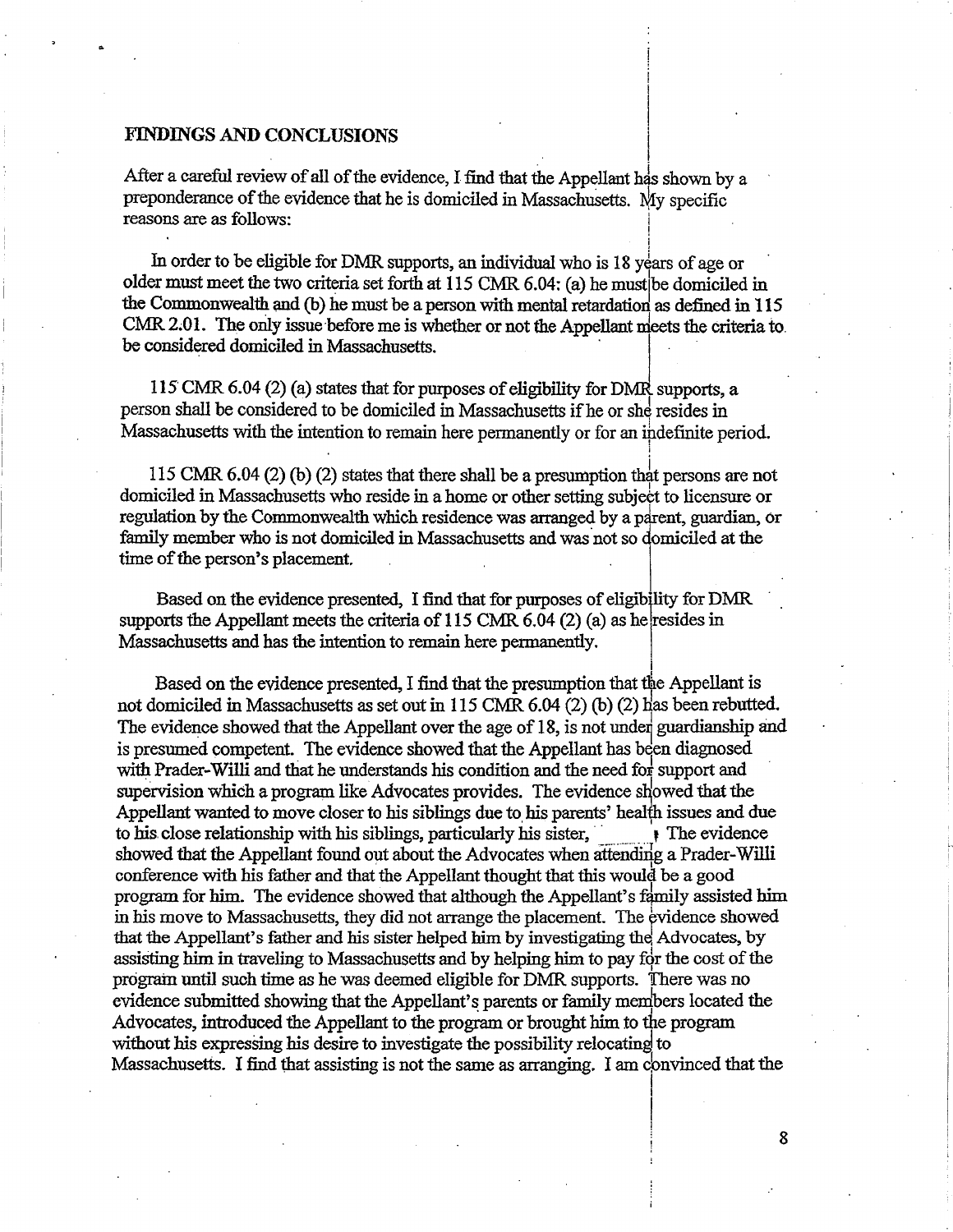## FINDINGS AND CONCLUSIONS

After a careful review of all of the evidence, I find that the Appellant has shown by a preponderance of the evidence that he is domiciled in Massachusetts. My specific reasons are as follows:

In order to be eligible for DMR supports, an individual who is 18 years of age or older must meet the two criteria set forth at 115 CMR 6.04: (a) he must be domiciled in the Commonwealth and (b) he must be a person with mental retardation as defined in 115 CMR 2.01. The only issue before me is whether or not the Appellant meets the criteria to be considered domiciled in Massachusetts.

115 CMR 6.04 (2) (a) states that for purposes of eligibility for DMR supports, a person shall be considered to be domiciled in Massachusetts if he or she resides in Massachusetts with the intention to remain here permanently or for an indefinite period.

115 CMR 6.04 (2) (b) (2) states that there shall be a presumption that persons are not domiciled in Massachusetts who reside in a home or other setting subject to licensure or regulation by the Commonwealth which residence was arranged by a parent, guardian, or family member who is not domiciled in Massachusetts and was not so domiciled at the time of the person's placement.

Based on the evidence presented, I find that for purposes of eligibility for DMR supports the Appellant meets the criteria of 115 CMR 6.04 (2) (a) as he resides in Massachusetts and has the intention to remain here permanently.

Based on the evidence presented, I find that the presumption that the Appellant is not domiciled in Massachusetts as set out in 115 CMR 6.04 (2) (b) (2) has been rebutted. The evidence showed that the Appellant over the age of 18, is not under guardianship and is presumed competent. The evidence showed that the Appellant has been diagnosed with Prader-Willi and that he understands his condition and the need for support and supervision which a program like Advocates provides. The evidence showed that the Appellant wanted to move closer to his siblings due to his parents' health issues and due to his close relationship with his siblings, particularly his sister, ______. The evidence showed that the Appellant found out about the Advocates when attending a Prader-Willi conference with his father and that the Appellant thought that this would be a good program for him. The evidence showed that although the Appellant's family assisted him in his move to Massachusetts, they did not arrange the placement. The evidence showed that the Appellant's father and his sister helped him by investigating the Advocates, by assisting him in traveling to Massachusetts and by helping him to pay for the cost of the program until such time as he was deemed eligible for DMR supports. There was no evidence submitted showing that the Appellant's parents or family members located the Advocates, introduced the Appellant to the program or brought him to the program without his expressing his desire to investigate the possibility relocating to Massachusetts. I find that assisting is not the same as arranging. I am convinced that the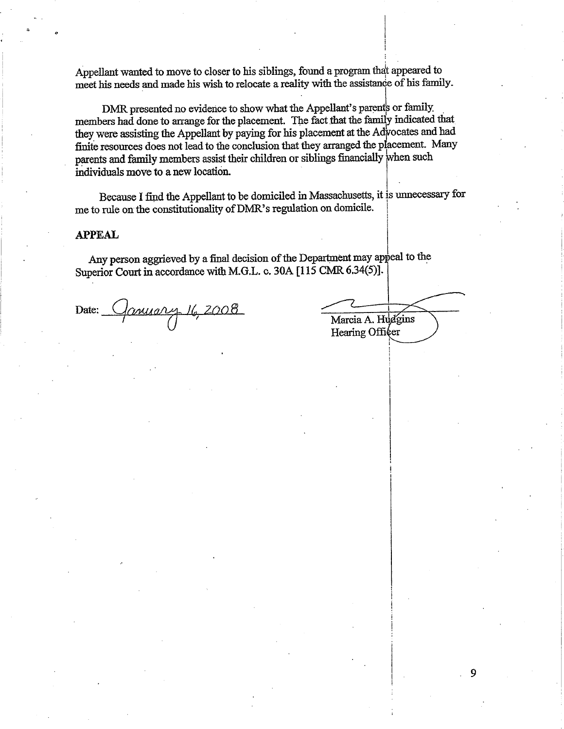Appellant wanted to move to closer to his siblings, found a program that appeared to meet his needs and made his wish to relocate a reality with the assistance of his family.

DMR presented no evidence to show what the Appellant's parents or family members had done to arrange for the placement. The fact that the family indicated that they were assisting the Appellant by paying for his placement at the Advocates and had finite resources does not lead to the conclusion that they arranged the placement. Many parents and family members assist their children or siblings financially when such individuals move to a new location.

Because I find the Appellant to be domiciled in Massachusetts, it is unnecessary for me to rule on the constitutionality of DMR's regulation on domicile.

**APPEAL**

Any person aggrieved by a final decision of the Department may appeal to the Superior Court in accordance with M.G.L. c. 30A [115 CMR 6.34(5)].

Date: January 16, 2008

Marcia A. Hudgins
Hearing Officer